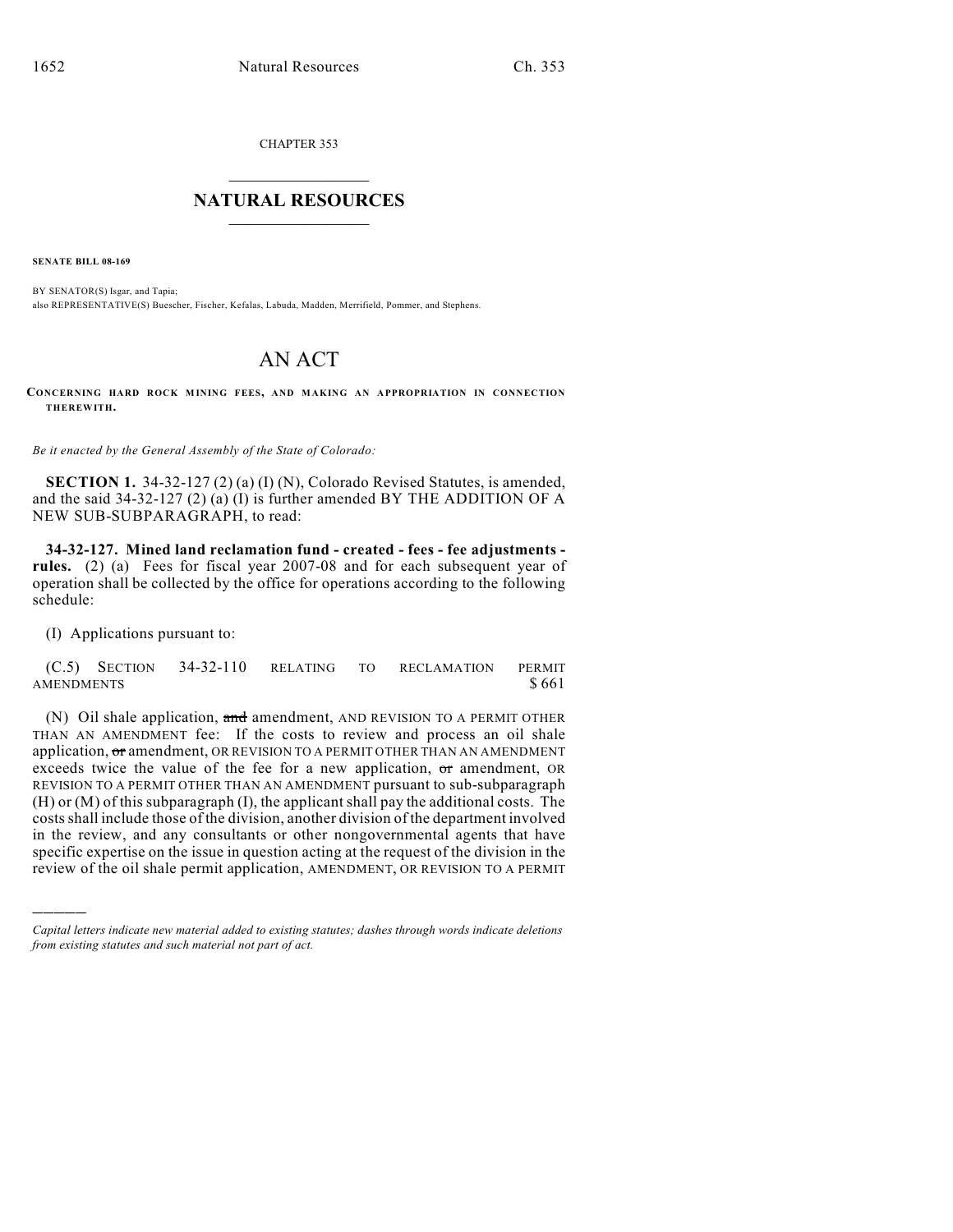CHAPTER 353

## NATURAL RESOURCES

**SENATE BILL 08-169**

BY SENATOR(S) Isgar, and Tapia;
also REPRESENTATIVE(S) Buescher, Fischer, Kefalas, Labuda, Madden, Merrifield, Pommer, and Stephens.

# AN ACT

**CONCERNING HARD ROCK MINING FEES, AND MAKING AN APPROPRIATION IN CONNECTION THEREWITH.**

*Be it enacted by the General Assembly of the State of Colorado:*

**SECTION 1.** 34-32-127 (2) (a) (I) (N), Colorado Revised Statutes, is amended, and the said 34-32-127 (2) (a) (I) is further amended BY THE ADDITION OF A NEW SUB-SUBPARAGRAPH, to read:

**34-32-127. Mined land reclamation fund - created - fees - fee adjustments - rules.** (2) (a) Fees for fiscal year 2007-08 and for each subsequent year of operation shall be collected by the office for operations according to the following schedule:

(I) Applications pursuant to:

(C.5) SECTION 34-32-110 RELATING TO RECLAMATION PERMIT AMENDMENTS $ 661

(N) Oil shale application, ~~and~~ amendment, AND REVISION TO A PERMIT OTHER THAN AN AMENDMENT fee: If the costs to review and process an oil shale application, ~~or~~ amendment, OR REVISION TO A PERMIT OTHER THAN AN AMENDMENT exceeds twice the value of the fee for a new application, ~~or~~ amendment, OR REVISION TO A PERMIT OTHER THAN AN AMENDMENT pursuant to sub-subparagraph (H) or (M) of this subparagraph (I), the applicant shall pay the additional costs. The costs shall include those of the division, another division of the department involved in the review, and any consultants or other nongovernmental agents that have specific expertise on the issue in question acting at the request of the division in the review of the oil shale permit application, AMENDMENT, OR REVISION TO A PERMIT

---

*Capital letters indicate new material added to existing statutes; dashes through words indicate deletions from existing statutes and such material not part of act.*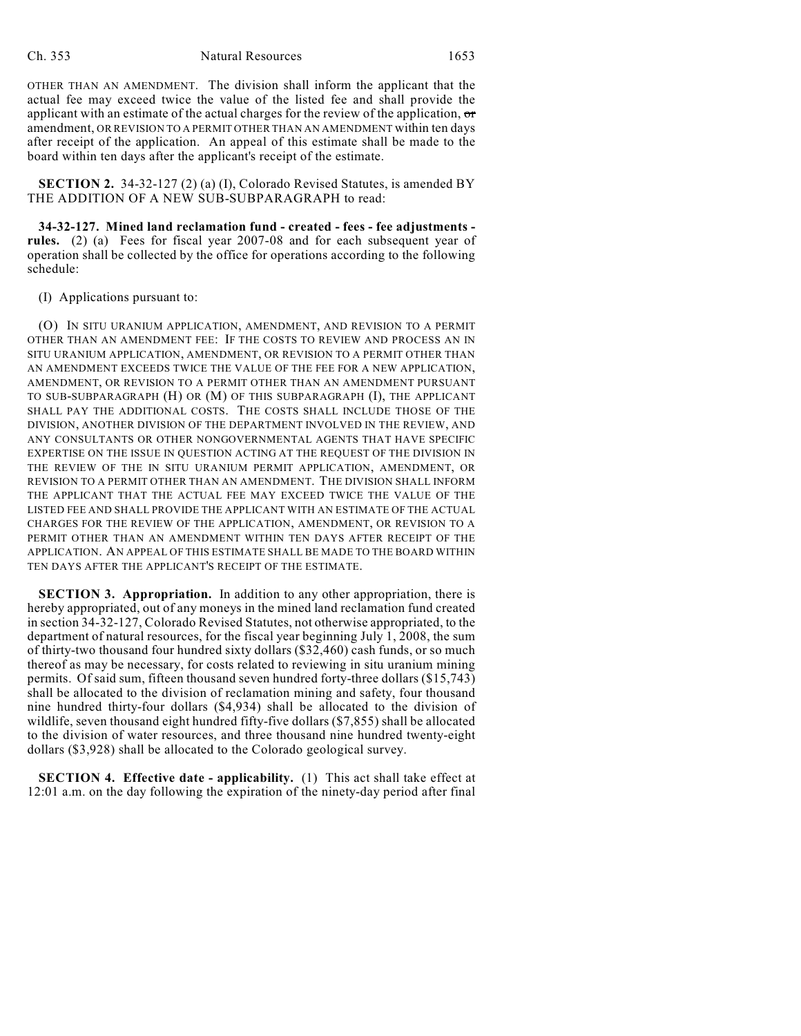OTHER THAN AN AMENDMENT. The division shall inform the applicant that the actual fee may exceed twice the value of the listed fee and shall provide the applicant with an estimate of the actual charges for the review of the application, ~~or~~ amendment, OR REVISION TO A PERMIT OTHER THAN AN AMENDMENT within ten days after receipt of the application. An appeal of this estimate shall be made to the board within ten days after the applicant's receipt of the estimate.

**SECTION 2.** 34-32-127 (2) (a) (I), Colorado Revised Statutes, is amended BY THE ADDITION OF A NEW SUB-SUBPARAGRAPH to read:

**34-32-127. Mined land reclamation fund - created - fees - fee adjustments - rules.** (2) (a) Fees for fiscal year 2007-08 and for each subsequent year of operation shall be collected by the office for operations according to the following schedule:

(I) Applications pursuant to:

(O) IN SITU URANIUM APPLICATION, AMENDMENT, AND REVISION TO A PERMIT OTHER THAN AN AMENDMENT FEE: IF THE COSTS TO REVIEW AND PROCESS AN IN SITU URANIUM APPLICATION, AMENDMENT, OR REVISION TO A PERMIT OTHER THAN AN AMENDMENT EXCEEDS TWICE THE VALUE OF THE FEE FOR A NEW APPLICATION, AMENDMENT, OR REVISION TO A PERMIT OTHER THAN AN AMENDMENT PURSUANT TO SUB-SUBPARAGRAPH (H) OR (M) OF THIS SUBPARAGRAPH (I), THE APPLICANT SHALL PAY THE ADDITIONAL COSTS. THE COSTS SHALL INCLUDE THOSE OF THE DIVISION, ANOTHER DIVISION OF THE DEPARTMENT INVOLVED IN THE REVIEW, AND ANY CONSULTANTS OR OTHER NONGOVERNMENTAL AGENTS THAT HAVE SPECIFIC EXPERTISE ON THE ISSUE IN QUESTION ACTING AT THE REQUEST OF THE DIVISION IN THE REVIEW OF THE IN SITU URANIUM PERMIT APPLICATION, AMENDMENT, OR REVISION TO A PERMIT OTHER THAN AN AMENDMENT. THE DIVISION SHALL INFORM THE APPLICANT THAT THE ACTUAL FEE MAY EXCEED TWICE THE VALUE OF THE LISTED FEE AND SHALL PROVIDE THE APPLICANT WITH AN ESTIMATE OF THE ACTUAL CHARGES FOR THE REVIEW OF THE APPLICATION, AMENDMENT, OR REVISION TO A PERMIT OTHER THAN AN AMENDMENT WITHIN TEN DAYS AFTER RECEIPT OF THE APPLICATION. AN APPEAL OF THIS ESTIMATE SHALL BE MADE TO THE BOARD WITHIN TEN DAYS AFTER THE APPLICANT'S RECEIPT OF THE ESTIMATE.

**SECTION 3. Appropriation.** In addition to any other appropriation, there is hereby appropriated, out of any moneys in the mined land reclamation fund created in section 34-32-127, Colorado Revised Statutes, not otherwise appropriated, to the department of natural resources, for the fiscal year beginning July 1, 2008, the sum of thirty-two thousand four hundred sixty dollars ($32,460) cash funds, or so much thereof as may be necessary, for costs related to reviewing in situ uranium mining permits. Of said sum, fifteen thousand seven hundred forty-three dollars ($15,743) shall be allocated to the division of reclamation mining and safety, four thousand nine hundred thirty-four dollars ($4,934) shall be allocated to the division of wildlife, seven thousand eight hundred fifty-five dollars ($7,855) shall be allocated to the division of water resources, and three thousand nine hundred twenty-eight dollars ($3,928) shall be allocated to the Colorado geological survey.

**SECTION 4. Effective date - applicability.** (1) This act shall take effect at 12:01 a.m. on the day following the expiration of the ninety-day period after final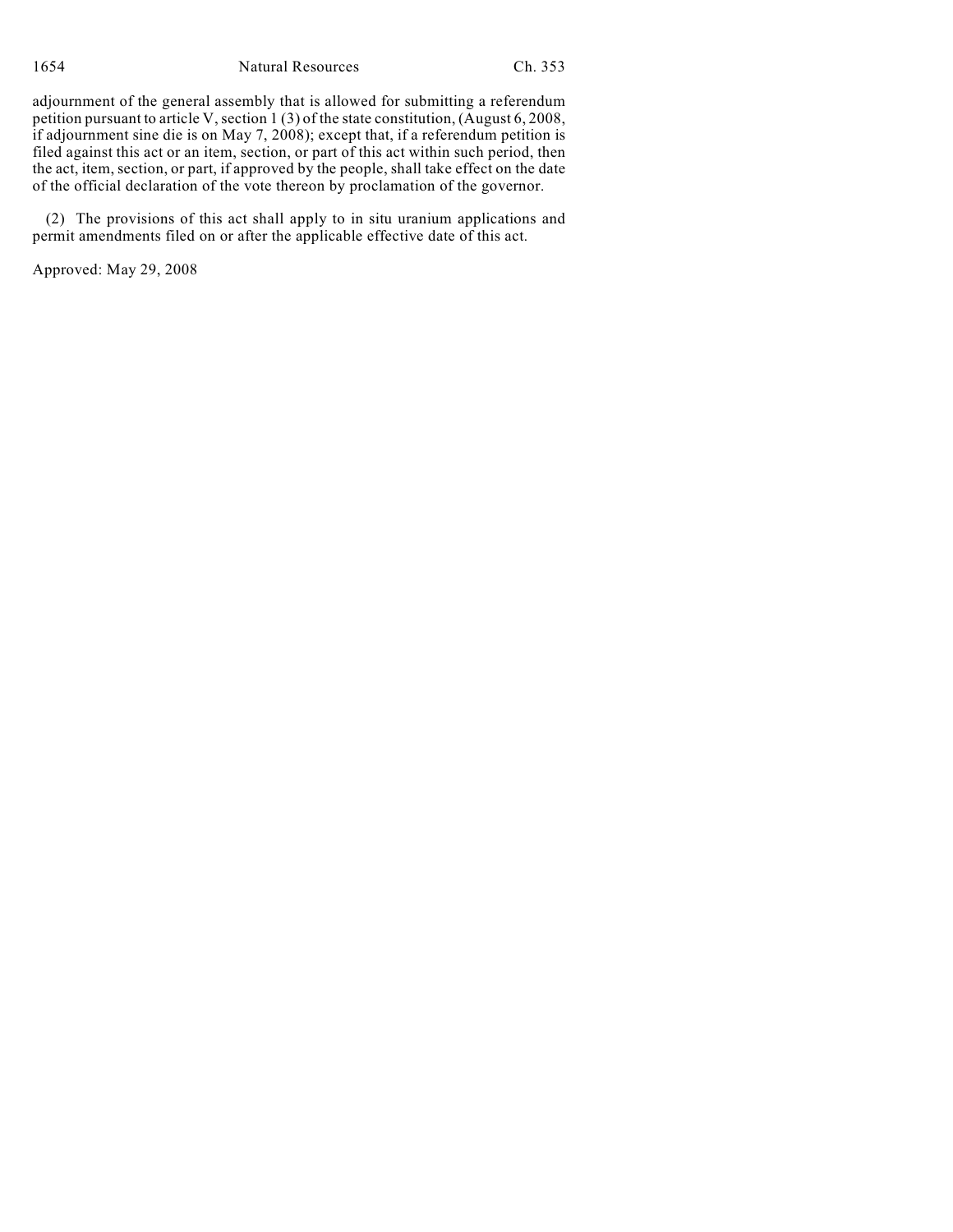adjournment of the general assembly that is allowed for submitting a referendum petition pursuant to article V, section 1 (3) of the state constitution, (August 6, 2008, if adjournment sine die is on May 7, 2008); except that, if a referendum petition is filed against this act or an item, section, or part of this act within such period, then the act, item, section, or part, if approved by the people, shall take effect on the date of the official declaration of the vote thereon by proclamation of the governor.

(2) The provisions of this act shall apply to in situ uranium applications and permit amendments filed on or after the applicable effective date of this act.

Approved: May 29, 2008